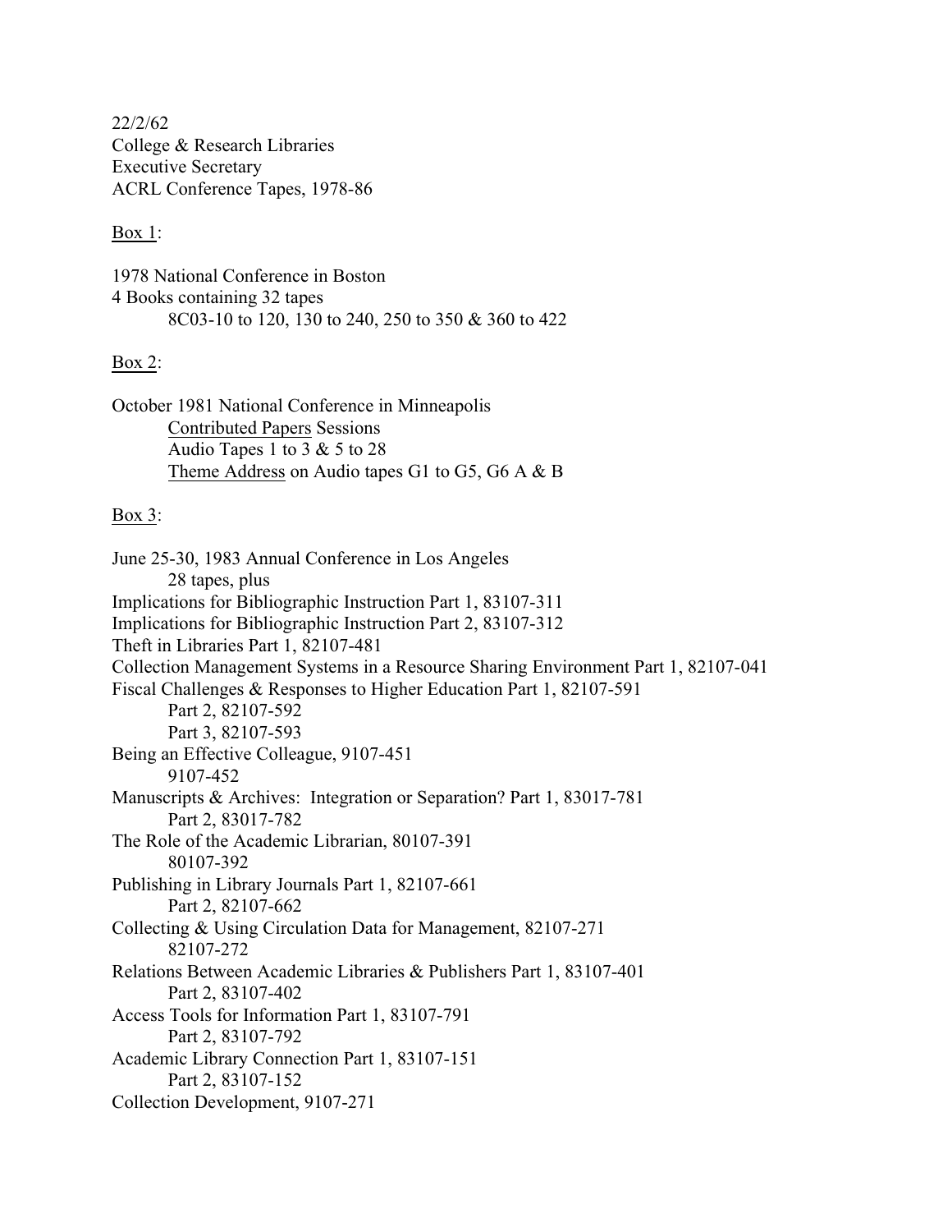22/2/62
College & Research Libraries
Executive Secretary
ACRL Conference Tapes, 1978-86

Box 1:

1978 National Conference in Boston
4 Books containing 32 tapes
    8C03-10 to 120, 130 to 240, 250 to 350 & 360 to 422

Box 2:

October 1981 National Conference in Minneapolis
    Contributed Papers Sessions
    Audio Tapes 1 to 3 & 5 to 28
    Theme Address on Audio tapes G1 to G5, G6 A & B

Box 3:

June 25-30, 1983 Annual Conference in Los Angeles
    28 tapes, plus
Implications for Bibliographic Instruction Part 1, 83107-311
Implications for Bibliographic Instruction Part 2, 83107-312
Theft in Libraries Part 1, 82107-481
Collection Management Systems in a Resource Sharing Environment Part 1, 82107-041
Fiscal Challenges & Responses to Higher Education Part 1, 82107-591
    Part 2, 82107-592
    Part 3, 82107-593
Being an Effective Colleague, 9107-451
    9107-452
Manuscripts & Archives: Integration or Separation? Part 1, 83017-781
    Part 2, 83017-782
The Role of the Academic Librarian, 80107-391
    80107-392
Publishing in Library Journals Part 1, 82107-661
    Part 2, 82107-662
Collecting & Using Circulation Data for Management, 82107-271
    82107-272
Relations Between Academic Libraries & Publishers Part 1, 83107-401
    Part 2, 83107-402
Access Tools for Information Part 1, 83107-791
    Part 2, 83107-792
Academic Library Connection Part 1, 83107-151
    Part 2, 83107-152
Collection Development, 9107-271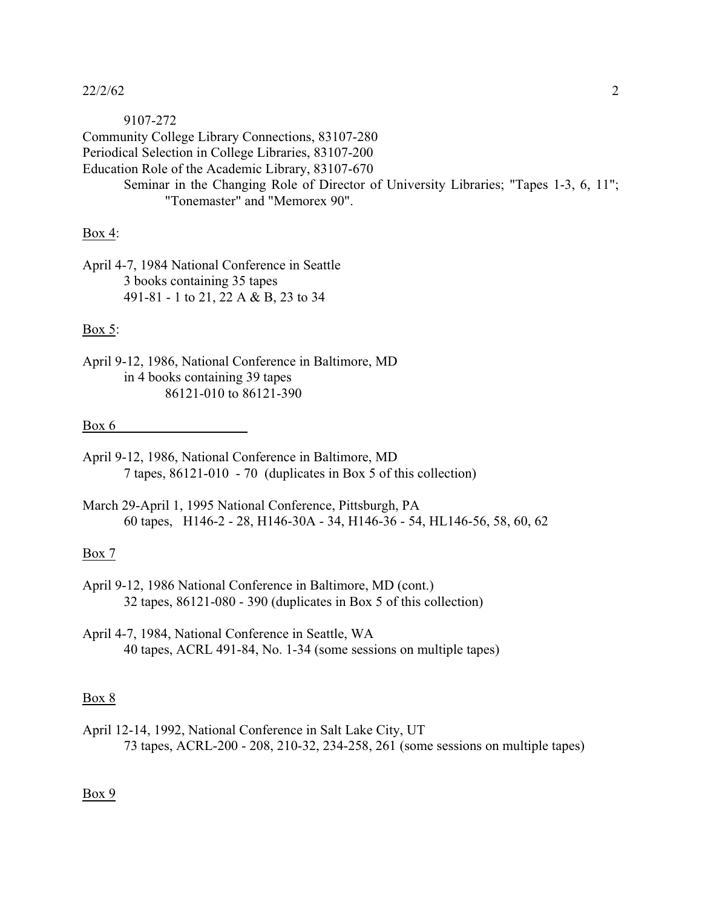9107-272

Community College Library Connections, 83107-280
Periodical Selection in College Libraries, 83107-200
Education Role of the Academic Library, 83107-670

Seminar in the Changing Role of Director of University Libraries; "Tapes 1-3, 6, 11"; "Tonemaster" and "Memorex 90".

<u>Box 4</u>:

April 4-7, 1984 National Conference in Seattle
3 books containing 35 tapes
491-81 - 1 to 21, 22 A & B, 23 to 34

<u>Box 5</u>:

April 9-12, 1986, National Conference in Baltimore, MD
in 4 books containing 39 tapes
86121-010 to 86121-390

<u>Box 6</u>

April 9-12, 1986, National Conference in Baltimore, MD
7 tapes, 86121-010 - 70 (duplicates in Box 5 of this collection)

March 29-April 1, 1995 National Conference, Pittsburgh, PA
60 tapes, H146-2 - 28, H146-30A - 34, H146-36 - 54, HL146-56, 58, 60, 62

<u>Box 7</u>

April 9-12, 1986 National Conference in Baltimore, MD (cont.)
32 tapes, 86121-080 - 390 (duplicates in Box 5 of this collection)

April 4-7, 1984, National Conference in Seattle, WA
40 tapes, ACRL 491-84, No. 1-34 (some sessions on multiple tapes)

<u>Box 8</u>

April 12-14, 1992, National Conference in Salt Lake City, UT
73 tapes, ACRL-200 - 208, 210-32, 234-258, 261 (some sessions on multiple tapes)

<u>Box 9</u>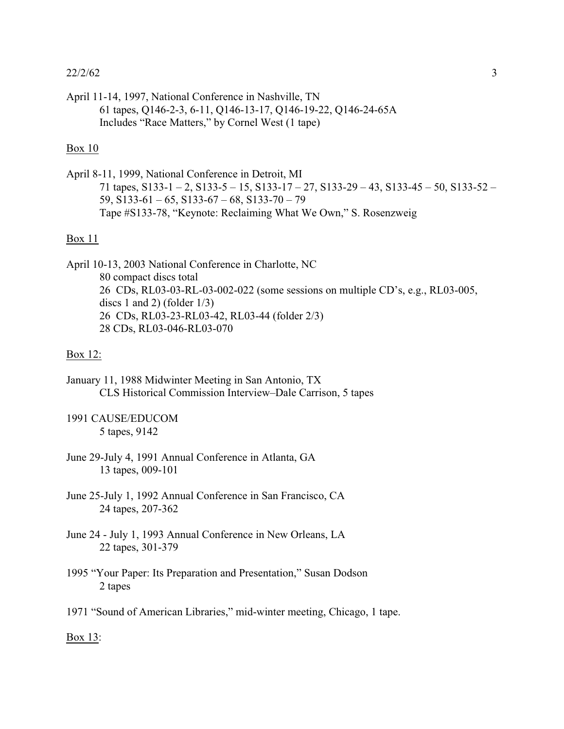April 11-14, 1997, National Conference in Nashville, TN

61 tapes, Q146-2-3, 6-11, Q146-13-17, Q146-19-22, Q146-24-65A

Includes "Race Matters," by Cornel West (1 tape)

Box 10

April 8-11, 1999, National Conference in Detroit, MI

71 tapes, S133-1 – 2, S133-5 – 15, S133-17 – 27, S133-29 – 43, S133-45 – 50, S133-52 – 59, S133-61 – 65, S133-67 – 68, S133-70 – 79

Tape #S133-78, "Keynote: Reclaiming What We Own," S. Rosenzweig

Box 11

April 10-13, 2003 National Conference in Charlotte, NC

80 compact discs total

26 CDs, RL03-03-RL-03-002-022 (some sessions on multiple CD's, e.g., RL03-005, discs 1 and 2) (folder 1/3)

26 CDs, RL03-23-RL03-42, RL03-44 (folder 2/3)

28 CDs, RL03-046-RL03-070

Box 12:

January 11, 1988 Midwinter Meeting in San Antonio, TX

CLS Historical Commission Interview–Dale Carrison, 5 tapes

1991 CAUSE/EDUCOM

5 tapes, 9142

June 29-July 4, 1991 Annual Conference in Atlanta, GA

13 tapes, 009-101

June 25-July 1, 1992 Annual Conference in San Francisco, CA

24 tapes, 207-362

June 24 - July 1, 1993 Annual Conference in New Orleans, LA

22 tapes, 301-379

1995 "Your Paper: Its Preparation and Presentation," Susan Dodson

2 tapes

1971 "Sound of American Libraries," mid-winter meeting, Chicago, 1 tape.

Box 13: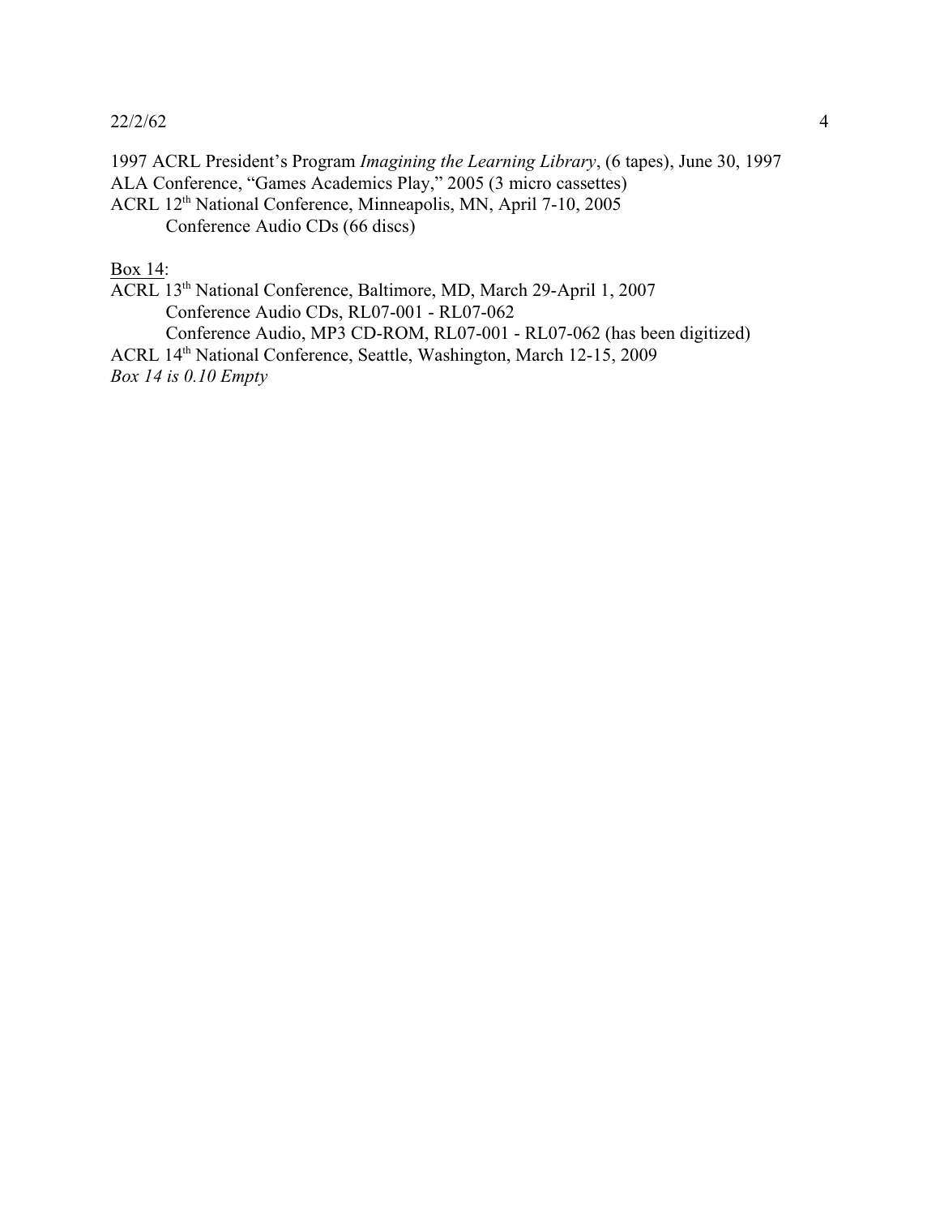1997 ACRL President's Program *Imagining the Learning Library*, (6 tapes), June 30, 1997
ALA Conference, "Games Academics Play," 2005 (3 micro cassettes)
ACRL 12th National Conference, Minneapolis, MN, April 7-10, 2005
Conference Audio CDs (66 discs)

Box 14:
ACRL 13th National Conference, Baltimore, MD, March 29-April 1, 2007
Conference Audio CDs, RL07-001 - RL07-062
Conference Audio, MP3 CD-ROM, RL07-001 - RL07-062 (has been digitized)
ACRL 14th National Conference, Seattle, Washington, March 12-15, 2009
*Box 14 is 0.10 Empty*